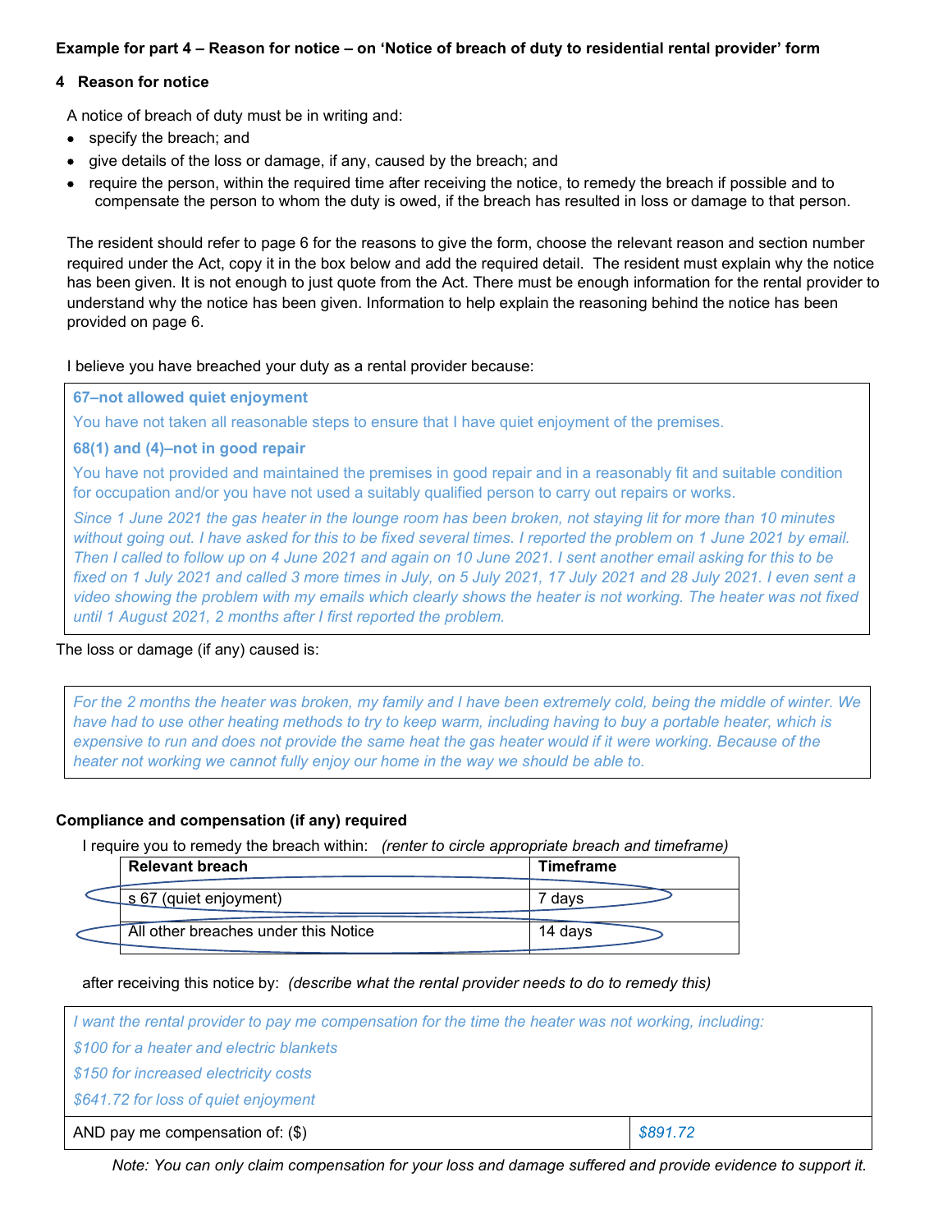**Example for part 4 – Reason for notice – on 'Notice of breach of duty to residential rental provider' form**

**4 Reason for notice**

A notice of breach of duty must be in writing and:

- specify the breach; and
- give details of the loss or damage, if any, caused by the breach; and
- require the person, within the required time after receiving the notice, to remedy the breach if possible and to compensate the person to whom the duty is owed, if the breach has resulted in loss or damage to that person.

The resident should refer to page 6 for the reasons to give the form, choose the relevant reason and section number required under the Act, copy it in the box below and add the required detail. The resident must explain why the notice has been given. It is not enough to just quote from the Act. There must be enough information for the rental provider to understand why the notice has been given. Information to help explain the reasoning behind the notice has been provided on page 6.

I believe you have breached your duty as a rental provider because:

**67–not allowed quiet enjoyment**

You have not taken all reasonable steps to ensure that I have quiet enjoyment of the premises.

**68(1) and (4)–not in good repair**

You have not provided and maintained the premises in good repair and in a reasonably fit and suitable condition for occupation and/or you have not used a suitably qualified person to carry out repairs or works.

*Since 1 June 2021 the gas heater in the lounge room has been broken, not staying lit for more than 10 minutes without going out. I have asked for this to be fixed several times. I reported the problem on 1 June 2021 by email. Then I called to follow up on 4 June 2021 and again on 10 June 2021. I sent another email asking for this to be fixed on 1 July 2021 and called 3 more times in July, on 5 July 2021, 17 July 2021 and 28 July 2021. I even sent a video showing the problem with my emails which clearly shows the heater is not working. The heater was not fixed until 1 August 2021, 2 months after I first reported the problem.*

The loss or damage (if any) caused is:

*For the 2 months the heater was broken, my family and I have been extremely cold, being the middle of winter. We have had to use other heating methods to try to keep warm, including having to buy a portable heater, which is expensive to run and does not provide the same heat the gas heater would if it were working. Because of the heater not working we cannot fully enjoy our home in the way we should be able to.*

**Compliance and compensation (if any) required**

I require you to remedy the breach within: *(renter to circle appropriate breach and timeframe)*

| Relevant breach | Timeframe |
|---|---|
| s 67 (quiet enjoyment) | 7 days |
| All other breaches under this Notice | 14 days |

after receiving this notice by: *(describe what the rental provider needs to do to remedy this)*

*I want the rental provider to pay me compensation for the time the heater was not working, including:*

*$100 for a heater and electric blankets*

*$150 for increased electricity costs*

*$641.72 for loss of quiet enjoyment*

| AND pay me compensation of: ($) | *$891.72* |
|---|---|

*Note: You can only claim compensation for your loss and damage suffered and provide evidence to support it.*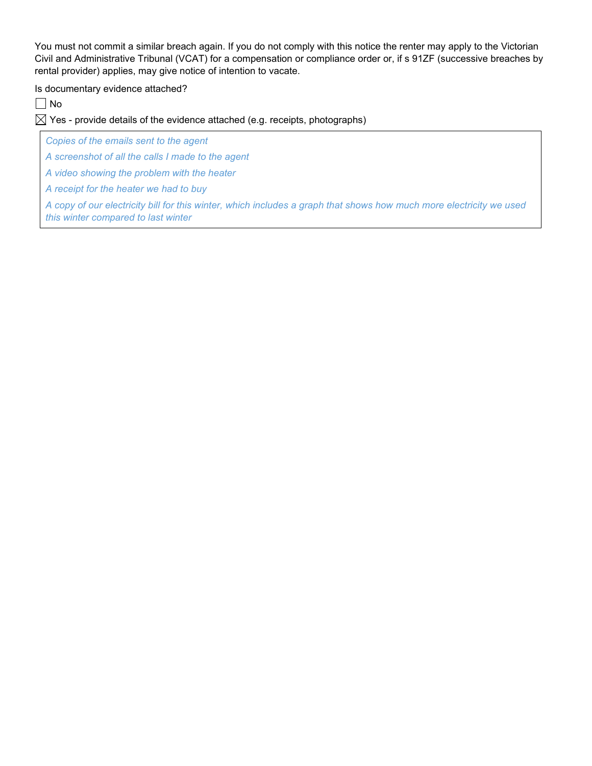You must not commit a similar breach again. If you do not comply with this notice the renter may apply to the Victorian Civil and Administrative Tribunal (VCAT) for a compensation or compliance order or, if s 91ZF (successive breaches by rental provider) applies, may give notice of intention to vacate.

Is documentary evidence attached?

☐ No

☒ Yes - provide details of the evidence attached (e.g. receipts, photographs)

*Copies of the emails sent to the agent*

*A screenshot of all the calls I made to the agent*

*A video showing the problem with the heater*

*A receipt for the heater we had to buy*

*A copy of our electricity bill for this winter, which includes a graph that shows how much more electricity we used this winter compared to last winter*